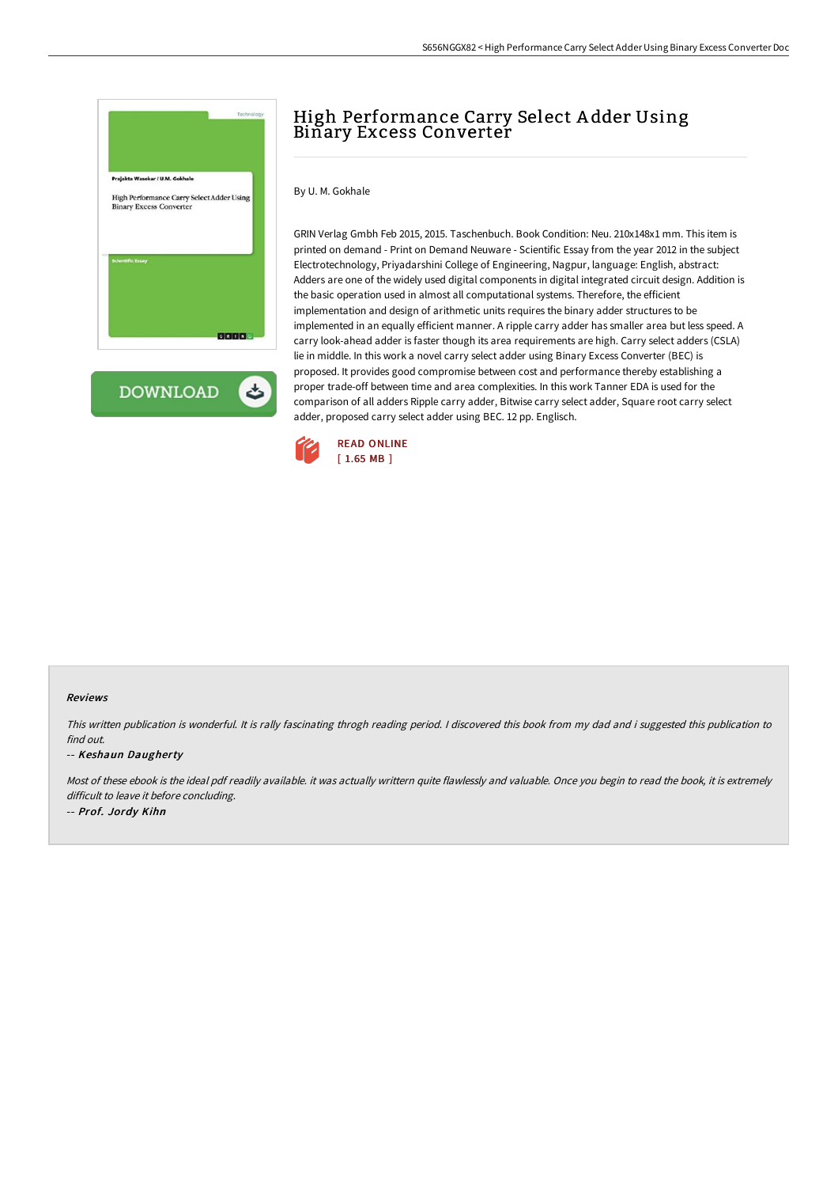# High Performance Carry Select Adder Using Binary Excess Converter

By U. M. Gokhale

GRIN Verlag Gmbh Feb 2015, 2015. Taschenbuch. Book Condition: Neu. 210x148x1 mm. This item is printed on demand - Print on Demand Neuware - Scientific Essay from the year 2012 in the subject Electrotechnology, Priyadarshini College of Engineering, Nagpur, language: English, abstract: Adders are one of the widely used digital components in digital integrated circuit design. Addition is the basic operation used in almost all computational systems. Therefore, the efficient implementation and design of arithmetic units requires the binary adder structures to be implemented in an equally efficient manner. A ripple carry adder has smaller area but less speed. A carry look-ahead adder is faster though its area requirements are high. Carry select adders (CSLA) lie in middle. In this work a novel carry select adder using Binary Excess Converter (BEC) is proposed. It provides good compromise between cost and performance thereby establishing a proper trade-off between time and area complexities. In this work Tanner EDA is used for the comparison of all adders Ripple carry adder, Bitwise carry select adder, Square root carry select adder, proposed carry select adder using BEC. 12 pp. Englisch.

READ ONLINE
[ 1.65 MB ]

#### Reviews

*This written publication is wonderful. It is rally fascinating throgh reading period. I discovered this book from my dad and i suggested this publication to find out.*

-- ***Keshaun Daugherty***

*Most of these ebook is the ideal pdf readily available. it was actually writtern quite flawlessly and valuable. Once you begin to read the book, it is extremely difficult to leave it before concluding.*

-- ***Prof. Jordy Kihn***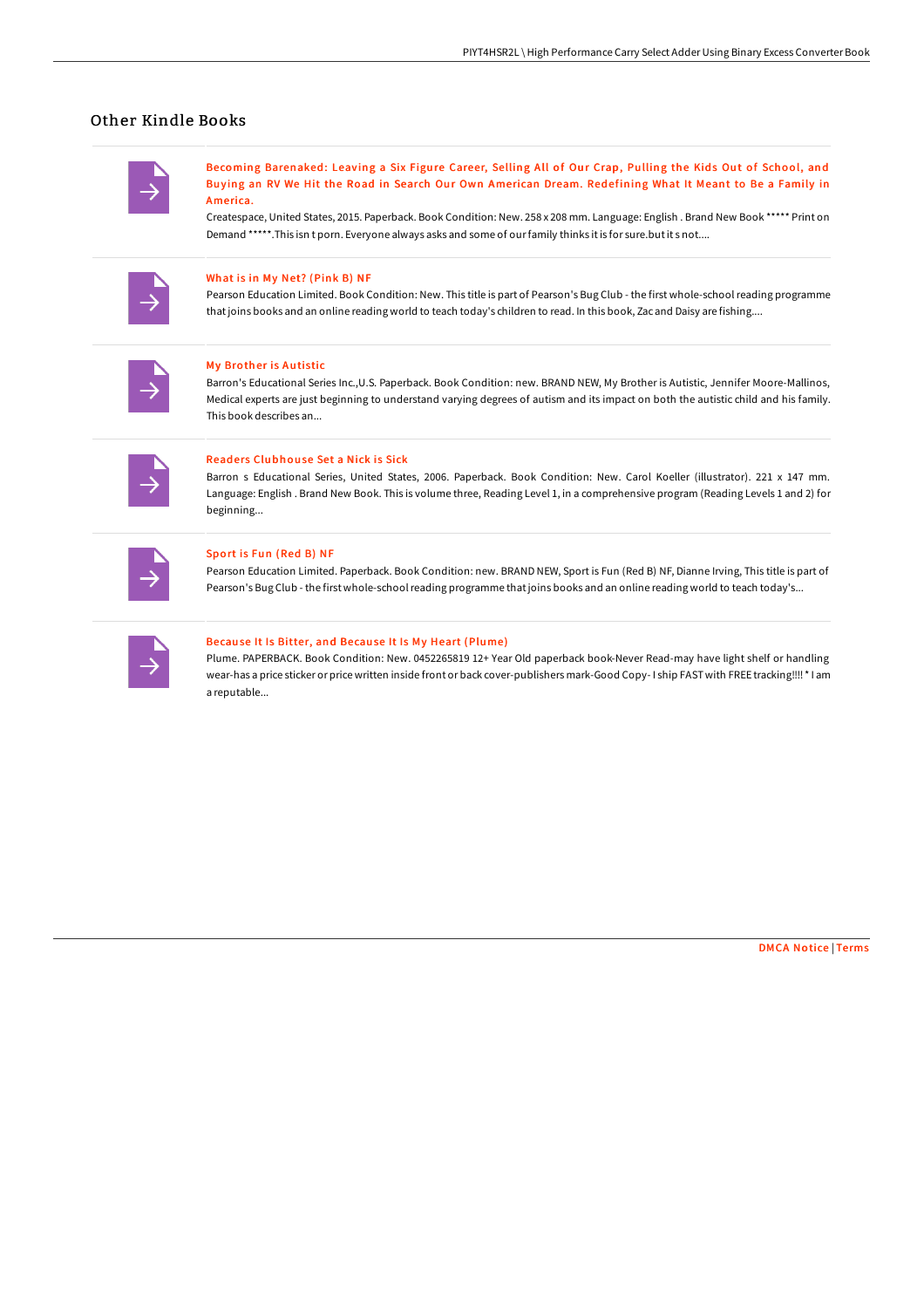## Other Kindle Books

**Becoming Barenaked: Leaving a Six Figure Career, Selling All of Our Crap, Pulling the Kids Out of School, and Buying an RV We Hit the Road in Search Our Own American Dream. Redefining What It Meant to Be a Family in America.**

Createspace, United States, 2015. Paperback. Book Condition: New. 258 x 208 mm. Language: English . Brand New Book ***** Print on Demand *****.This isn t porn. Everyone always asks and some of our family thinks it is for sure.but it s not....

**What is in My Net? (Pink B) NF**

Pearson Education Limited. Book Condition: New. This title is part of Pearson's Bug Club - the first whole-school reading programme that joins books and an online reading world to teach today's children to read. In this book, Zac and Daisy are fishing....

**My Brother is Autistic**

Barron's Educational Series Inc.,U.S. Paperback. Book Condition: new. BRAND NEW, My Brother is Autistic, Jennifer Moore-Mallinos, Medical experts are just beginning to understand varying degrees of autism and its impact on both the autistic child and his family. This book describes an...

**Readers Clubhouse Set a Nick is Sick**

Barron s Educational Series, United States, 2006. Paperback. Book Condition: New. Carol Koeller (illustrator). 221 x 147 mm. Language: English . Brand New Book. This is volume three, Reading Level 1, in a comprehensive program (Reading Levels 1 and 2) for beginning...

**Sport is Fun (Red B) NF**

Pearson Education Limited. Paperback. Book Condition: new. BRAND NEW, Sport is Fun (Red B) NF, Dianne Irving, This title is part of Pearson's Bug Club - the first whole-school reading programme that joins books and an online reading world to teach today's...

**Because It Is Bitter, and Because It Is My Heart (Plume)**

Plume. PAPERBACK. Book Condition: New. 0452265819 12+ Year Old paperback book-Never Read-may have light shelf or handling wear-has a price sticker or price written inside front or back cover-publishers mark-Good Copy- I ship FAST with FREE tracking!!!! * I am a reputable...